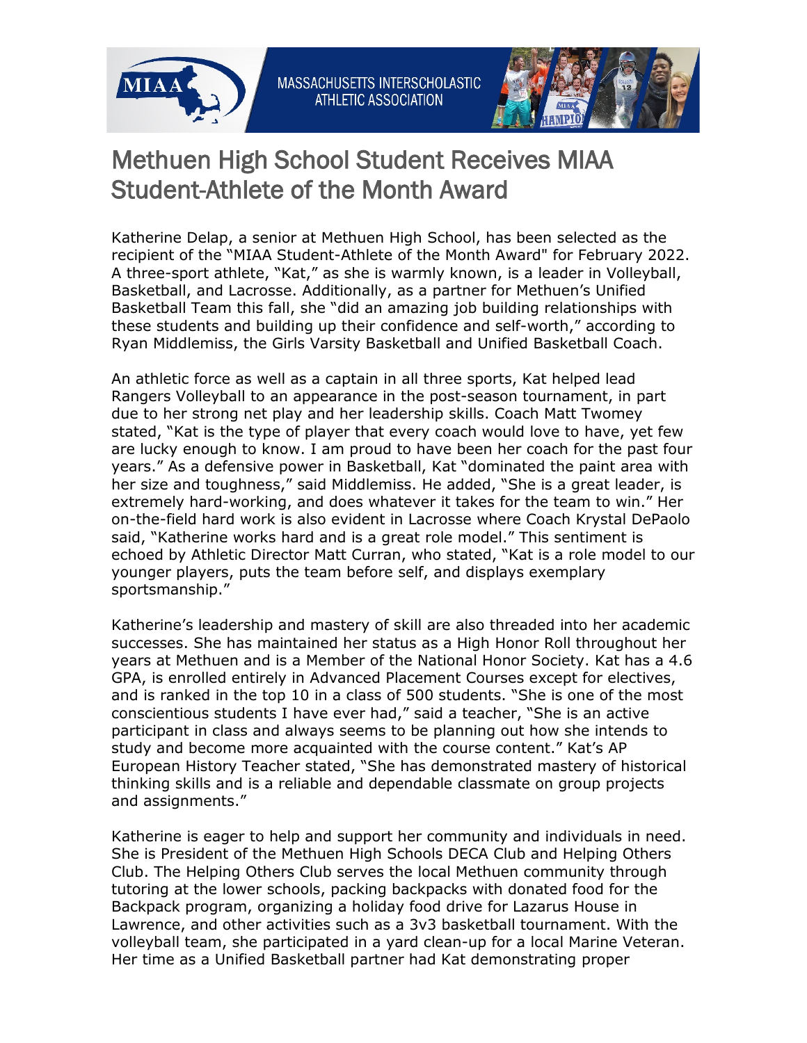# Methuen High School Student Receives MIAA Student-Athlete of the Month Award

Katherine Delap, a senior at Methuen High School, has been selected as the recipient of the "MIAA Student-Athlete of the Month Award" for February 2022. A three-sport athlete, "Kat," as she is warmly known, is a leader in Volleyball, Basketball, and Lacrosse. Additionally, as a partner for Methuen's Unified Basketball Team this fall, she "did an amazing job building relationships with these students and building up their confidence and self-worth," according to Ryan Middlemiss, the Girls Varsity Basketball and Unified Basketball Coach.

An athletic force as well as a captain in all three sports, Kat helped lead Rangers Volleyball to an appearance in the post-season tournament, in part due to her strong net play and her leadership skills. Coach Matt Twomey stated, "Kat is the type of player that every coach would love to have, yet few are lucky enough to know. I am proud to have been her coach for the past four years." As a defensive power in Basketball, Kat "dominated the paint area with her size and toughness," said Middlemiss. He added, "She is a great leader, is extremely hard-working, and does whatever it takes for the team to win." Her on-the-field hard work is also evident in Lacrosse where Coach Krystal DePaolo said, "Katherine works hard and is a great role model." This sentiment is echoed by Athletic Director Matt Curran, who stated, "Kat is a role model to our younger players, puts the team before self, and displays exemplary sportsmanship."

Katherine's leadership and mastery of skill are also threaded into her academic successes. She has maintained her status as a High Honor Roll throughout her years at Methuen and is a Member of the National Honor Society. Kat has a 4.6 GPA, is enrolled entirely in Advanced Placement Courses except for electives, and is ranked in the top 10 in a class of 500 students. "She is one of the most conscientious students I have ever had," said a teacher, "She is an active participant in class and always seems to be planning out how she intends to study and become more acquainted with the course content." Kat's AP European History Teacher stated, "She has demonstrated mastery of historical thinking skills and is a reliable and dependable classmate on group projects and assignments."

Katherine is eager to help and support her community and individuals in need. She is President of the Methuen High Schools DECA Club and Helping Others Club. The Helping Others Club serves the local Methuen community through tutoring at the lower schools, packing backpacks with donated food for the Backpack program, organizing a holiday food drive for Lazarus House in Lawrence, and other activities such as a 3v3 basketball tournament. With the volleyball team, she participated in a yard clean-up for a local Marine Veteran. Her time as a Unified Basketball partner had Kat demonstrating proper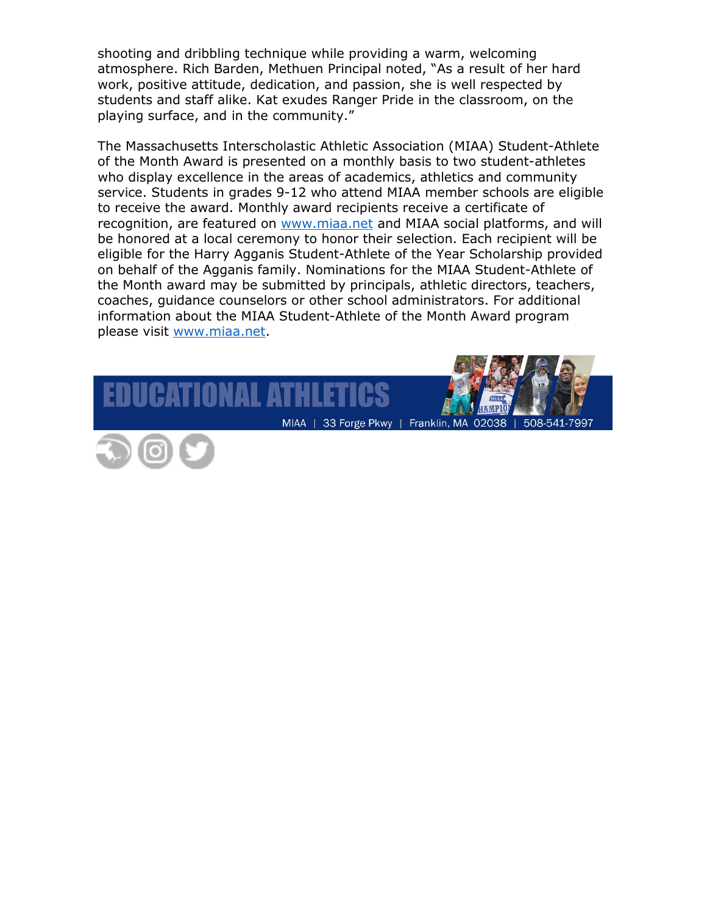shooting and dribbling technique while providing a warm, welcoming atmosphere. Rich Barden, Methuen Principal noted, “As a result of her hard work, positive attitude, dedication, and passion, she is well respected by students and staff alike. Kat exudes Ranger Pride in the classroom, on the playing surface, and in the community.”

The Massachusetts Interscholastic Athletic Association (MIAA) Student-Athlete of the Month Award is presented on a monthly basis to two student-athletes who display excellence in the areas of academics, athletics and community service. Students in grades 9-12 who attend MIAA member schools are eligible to receive the award. Monthly award recipients receive a certificate of recognition, are featured on www.miaa.net and MIAA social platforms, and will be honored at a local ceremony to honor their selection. Each recipient will be eligible for the Harry Agganis Student-Athlete of the Year Scholarship provided on behalf of the Agganis family. Nominations for the MIAA Student-Athlete of the Month award may be submitted by principals, athletic directors, teachers, coaches, guidance counselors or other school administrators. For additional information about the MIAA Student-Athlete of the Month Award program please visit www.miaa.net.

EDUCATIONAL ATHLETICS

MIAA | 33 Forge Pkwy | Franklin, MA 02038 | 508-541-7997